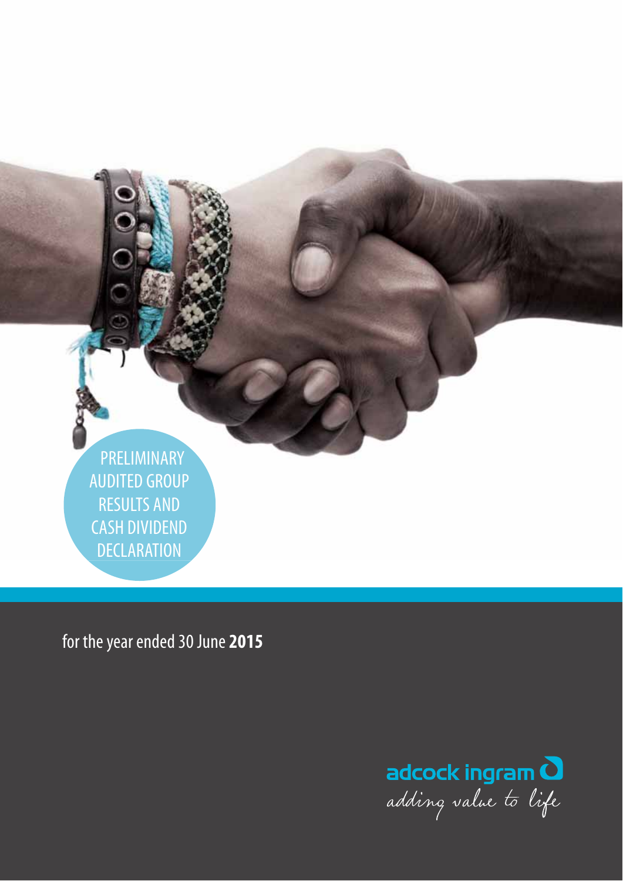# PRELIMINARY AUDITED GROUP RESULTS AND CASH DIVIDEND DECLARATION

for the year ended 30 June **2015**

adcock ingram

*adding value to life*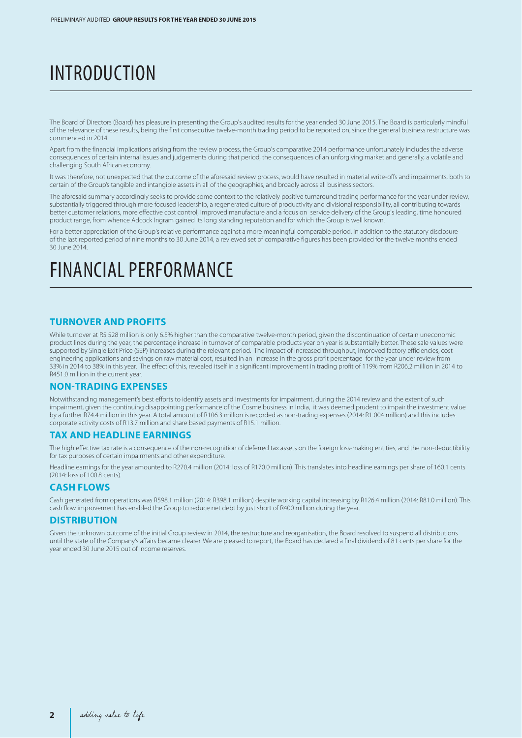# INTRODUCTION

The Board of Directors (Board) has pleasure in presenting the Group's audited results for the year ended 30 June 2015. The Board is particularly mindful of the relevance of these results, being the first consecutive twelve-month trading period to be reported on, since the general business restructure was commenced in 2014.

Apart from the financial implications arising from the review process, the Group's comparative 2014 performance unfortunately includes the adverse consequences of certain internal issues and judgements during that period, the consequences of an unforgiving market and generally, a volatile and challenging South African economy.

It was therefore, not unexpected that the outcome of the aforesaid review process, would have resulted in material write-offs and impairments, both to certain of the Group's tangible and intangible assets in all of the geographies, and broadly across all business sectors.

The aforesaid summary accordingly seeks to provide some context to the relatively positive turnaround trading performance for the year under review, substantially triggered through more focused leadership, a regenerated culture of productivity and divisional responsibility, all contributing towards better customer relations, more effective cost control, improved manufacture and a focus on service delivery of the Group's leading, time honoured product range, from whence Adcock Ingram gained its long standing reputation and for which the Group is well known.

For a better appreciation of the Group's relative performance against a more meaningful comparable period, in addition to the statutory disclosure of the last reported period of nine months to 30 June 2014, a reviewed set of comparative figures has been provided for the twelve months ended 30 June 2014.

# FINANCIAL PERFORMANCE

## TURNOVER AND PROFITS

While turnover at R5 528 million is only 6.5% higher than the comparative twelve-month period, given the discontinuation of certain uneconomic product lines during the year, the percentage increase in turnover of comparable products year on year is substantially better. These sale values were supported by Single Exit Price (SEP) increases during the relevant period. The impact of increased throughput, improved factory efficiencies, cost engineering applications and savings on raw material cost, resulted in an increase in the gross profit percentage for the year under review from 33% in 2014 to 38% in this year. The effect of this, revealed itself in a significant improvement in trading profit of 119% from R206.2 million in 2014 to R451.0 million in the current year.

## NON-TRADING EXPENSES

Notwithstanding management's best efforts to identify assets and investments for impairment, during the 2014 review and the extent of such impairment, given the continuing disappointing performance of the Cosme business in India, it was deemed prudent to impair the investment value by a further R74.4 million in this year. A total amount of R106.3 million is recorded as non-trading expenses (2014: R1 004 million) and this includes corporate activity costs of R13.7 million and share based payments of R15.1 million.

## TAX AND HEADLINE EARNINGS

The high effective tax rate is a consequence of the non-recognition of deferred tax assets on the foreign loss-making entities, and the non-deductibility for tax purposes of certain impairments and other expenditure.

Headline earnings for the year amounted to R270.4 million (2014: loss of R170.0 million). This translates into headline earnings per share of 160.1 cents (2014: loss of 100.8 cents).

## CASH FLOWS

Cash generated from operations was R598.1 million (2014: R398.1 million) despite working capital increasing by R126.4 million (2014: R81.0 million). This cash flow improvement has enabled the Group to reduce net debt by just short of R400 million during the year.

## DISTRIBUTION

Given the unknown outcome of the initial Group review in 2014, the restructure and reorganisation, the Board resolved to suspend all distributions until the state of the Company's affairs became clearer. We are pleased to report, the Board has declared a final dividend of 81 cents per share for the year ended 30 June 2015 out of income reserves.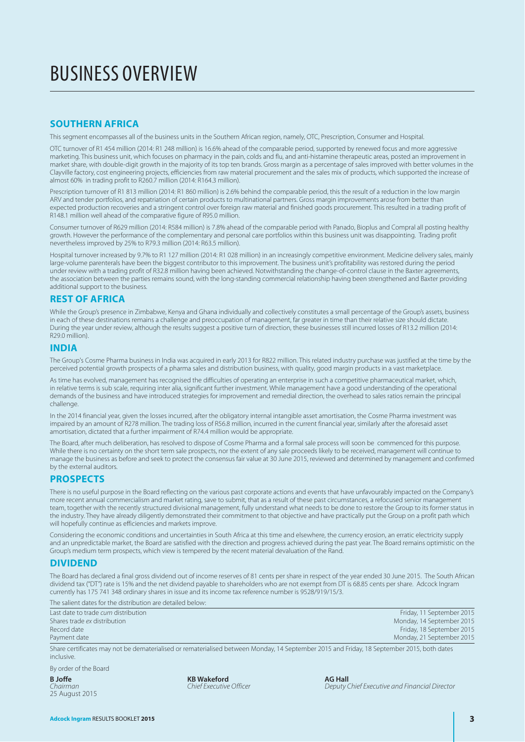# BUSINESS OVERVIEW

## SOUTHERN AFRICA

This segment encompasses all of the business units in the Southern African region, namely, OTC, Prescription, Consumer and Hospital.

OTC turnover of R1 454 million (2014: R1 248 million) is 16.6% ahead of the comparable period, supported by renewed focus and more aggressive marketing. This business unit, which focuses on pharmacy in the pain, colds and flu, and anti-histamine therapeutic areas, posted an improvement in market share, with double-digit growth in the majority of its top ten brands. Gross margin as a percentage of sales improved with better volumes in the Clayville factory, cost engineering projects, efficiencies from raw material procurement and the sales mix of products, which supported the increase of almost 60% in trading profit to R260.7 million (2014: R164.3 million).

Prescription turnover of R1 813 million (2014: R1 860 million) is 2.6% behind the comparable period, this the result of a reduction in the low margin ARV and tender portfolios, and repatriation of certain products to multinational partners. Gross margin improvements arose from better than expected production recoveries and a stringent control over foreign raw material and finished goods procurement. This resulted in a trading profit of R148.1 million well ahead of the comparative figure of R95.0 million.

Consumer turnover of R629 million (2014: R584 million) is 7.8% ahead of the comparable period with Panado, Bioplus and Compral all posting healthy growth. However the performance of the complementary and personal care portfolios within this business unit was disappointing. Trading profit nevertheless improved by 25% to R79.3 million (2014: R63.5 million).

Hospital turnover increased by 9.7% to R1 127 million (2014: R1 028 million) in an increasingly competitive environment. Medicine delivery sales, mainly large-volume parenterals have been the biggest contributor to this improvement. The business unit's profitability was restored during the period under review with a trading profit of R32.8 million having been achieved. Notwithstanding the change-of-control clause in the Baxter agreements, the association between the parties remains sound, with the long-standing commercial relationship having been strengthened and Baxter providing additional support to the business.

## REST OF AFRICA

While the Group's presence in Zimbabwe, Kenya and Ghana individually and collectively constitutes a small percentage of the Group's assets, business in each of these destinations remains a challenge and preoccupation of management, far greater in time than their relative size should dictate. During the year under review, although the results suggest a positive turn of direction, these businesses still incurred losses of R13.2 million (2014: R29.0 million).

## INDIA

The Group's Cosme Pharma business in India was acquired in early 2013 for R822 million. This related industry purchase was justified at the time by the perceived potential growth prospects of a pharma sales and distribution business, with quality, good margin products in a vast marketplace.

As time has evolved, management has recognised the difficulties of operating an enterprise in such a competitive pharmaceutical market, which, in relative terms is sub scale, requiring inter alia, significant further investment. While management have a good understanding of the operational demands of the business and have introduced strategies for improvement and remedial direction, the overhead to sales ratios remain the principal challenge.

In the 2014 financial year, given the losses incurred, after the obligatory internal intangible asset amortisation, the Cosme Pharma investment was impaired by an amount of R278 million. The trading loss of R56.8 million, incurred in the current financial year, similarly after the aforesaid asset amortisation, dictated that a further impairment of R74.4 million would be appropriate.

The Board, after much deliberation, has resolved to dispose of Cosme Pharma and a formal sale process will soon be commenced for this purpose. While there is no certainty on the short term sale prospects, nor the extent of any sale proceeds likely to be received, management will continue to manage the business as before and seek to protect the consensus fair value at 30 June 2015, reviewed and determined by management and confirmed by the external auditors.

## PROSPECTS

There is no useful purpose in the Board reflecting on the various past corporate actions and events that have unfavourably impacted on the Company's more recent annual commercialism and market rating, save to submit, that as a result of these past circumstances, a refocused senior management team, together with the recently structured divisional management, fully understand what needs to be done to restore the Group to its former status in the industry. They have already diligently demonstrated their commitment to that objective and have practically put the Group on a profit path which will hopefully continue as efficiencies and markets improve.

Considering the economic conditions and uncertainties in South Africa at this time and elsewhere, the currency erosion, an erratic electricity supply and an unpredictable market, the Board are satisfied with the direction and progress achieved during the past year. The Board remains optimistic on the Group's medium term prospects, which view is tempered by the recent material devaluation of the Rand.

## DIVIDEND

The Board has declared a final gross dividend out of income reserves of 81 cents per share in respect of the year ended 30 June 2015. The South African dividend tax ("DT") rate is 15% and the net dividend payable to shareholders who are not exempt from DT is 68.85 cents per share. Adcock Ingram currently has 175 741 348 ordinary shares in issue and its income tax reference number is 9528/919/15/3.

The salient dates for the distribution are detailed below:

| | |
|---|---|
| Last date to trade *cum* distribution | Friday, 11 September 2015 |
| Shares trade *ex* distribution | Monday, 14 September 2015 |
| Record date | Friday, 18 September 2015 |
| Payment date | Monday, 21 September 2015 |

Share certificates may not be dematerialised or rematerialised between Monday, 14 September 2015 and Friday, 18 September 2015, both dates inclusive.

By order of the Board

**B Joffe**
*Chairman*
25 August 2015

**KB Wakeford**
*Chief Executive Officer*

**AG Hall**
*Deputy Chief Executive and Financial Director*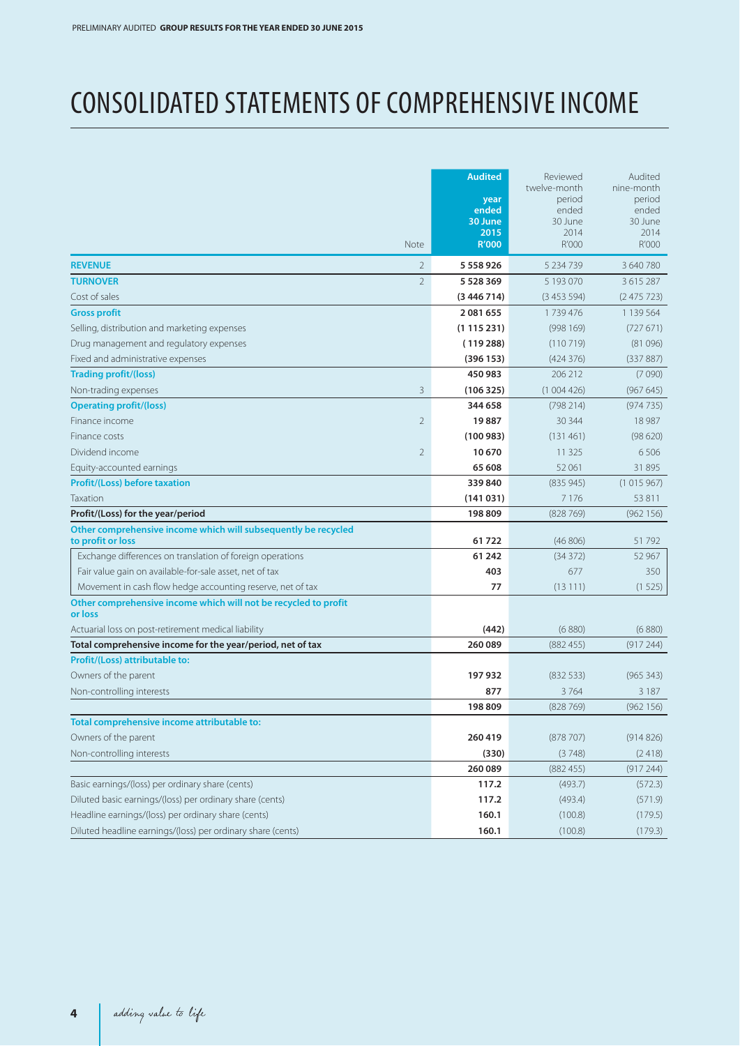# CONSOLIDATED STATEMENTS OF COMPREHENSIVE INCOME

| | Note | **Audited year ended 30 June 2015 R'000** | Reviewed twelve-month period ended 30 June 2014 R'000 | Audited nine-month period ended 30 June 2014 R'000 |
|---|---|---|---|---|
| **REVENUE** | 2 | **5 558 926** | 5 234 739 | 3 640 780 |
| **TURNOVER** | 2 | **5 528 369** | 5 193 070 | 3 615 287 |
| Cost of sales | | **(3 446 714)** | (3 453 594) | (2 475 723) |
| **Gross profit** | | **2 081 655** | 1 739 476 | 1 139 564 |
| Selling, distribution and marketing expenses | | **(1 115 231)** | (998 169) | (727 671) |
| Drug management and regulatory expenses | | **(119 288)** | (110 719) | (81 096) |
| Fixed and administrative expenses | | **(396 153)** | (424 376) | (337 887) |
| **Trading profit/(loss)** | | **450 983** | 206 212 | (7 090) |
| Non-trading expenses | 3 | **(106 325)** | (1 004 426) | (967 645) |
| **Operating profit/(loss)** | | **344 658** | (798 214) | (974 735) |
| Finance income | 2 | **19 887** | 30 344 | 18 987 |
| Finance costs | | **(100 983)** | (131 461) | (98 620) |
| Dividend income | 2 | **10 670** | 11 325 | 6 506 |
| Equity-accounted earnings | | **65 608** | 52 061 | 31 895 |
| **Profit/(Loss) before taxation** | | **339 840** | (835 945) | (1 015 967) |
| Taxation | | **(141 031)** | 7 176 | 53 811 |
| **Profit/(Loss) for the year/period** | | **198 809** | (828 769) | (962 156) |
| **Other comprehensive income which will subsequently be recycled to profit or loss** | | **61 722** | (46 806) | 51 792 |
| Exchange differences on translation of foreign operations | | **61 242** | (34 372) | 52 967 |
| Fair value gain on available-for-sale asset, net of tax | | **403** | 677 | 350 |
| Movement in cash flow hedge accounting reserve, net of tax | | **77** | (13 111) | (1 525) |
| **Other comprehensive income which will not be recycled to profit or loss** | | | | |
| Actuarial loss on post-retirement medical liability | | **(442)** | (6 880) | (6 880) |
| **Total comprehensive income for the year/period, net of tax** | | **260 089** | (882 455) | (917 244) |
| **Profit/(Loss) attributable to:** | | | | |
| Owners of the parent | | **197 932** | (832 533) | (965 343) |
| Non-controlling interests | | **877** | 3 764 | 3 187 |
| | | **198 809** | (828 769) | (962 156) |
| **Total comprehensive income attributable to:** | | | | |
| Owners of the parent | | **260 419** | (878 707) | (914 826) |
| Non-controlling interests | | **(330)** | (3 748) | (2 418) |
| | | **260 089** | (882 455) | (917 244) |
| Basic earnings/(loss) per ordinary share (cents) | | **117.2** | (493.7) | (572.3) |
| Diluted basic earnings/(loss) per ordinary share (cents) | | **117.2** | (493.4) | (571.9) |
| Headline earnings/(loss) per ordinary share (cents) | | **160.1** | (100.8) | (179.5) |
| Diluted headline earnings/(loss) per ordinary share (cents) | | **160.1** | (100.8) | (179.3) |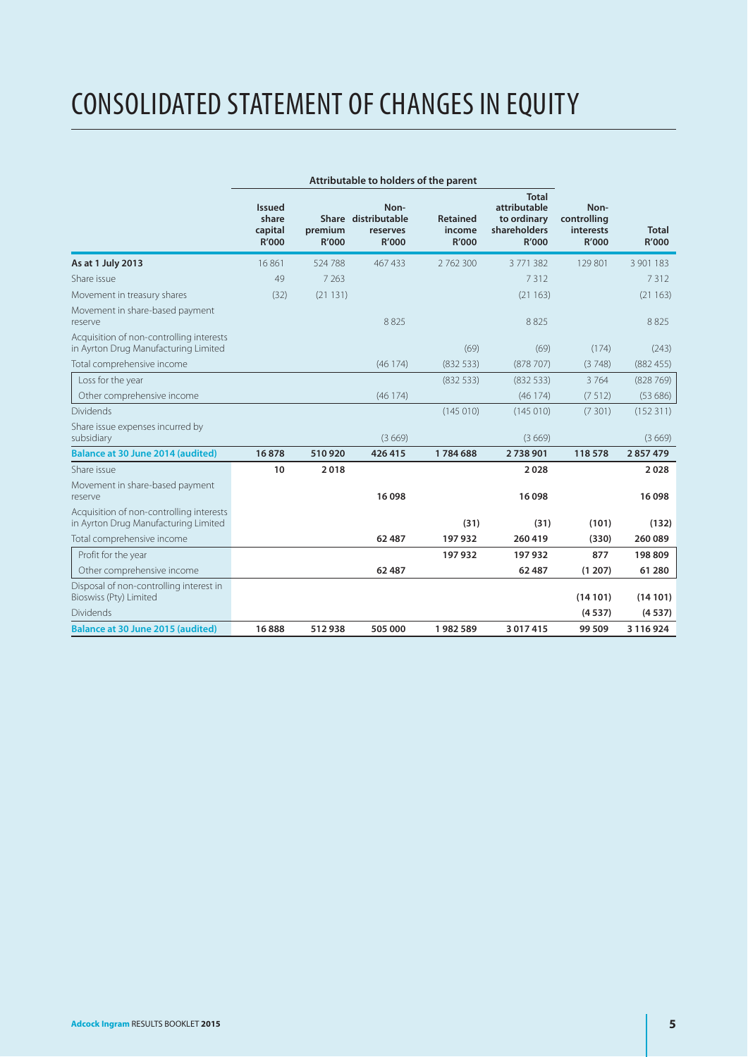# CONSOLIDATED STATEMENT OF CHANGES IN EQUITY

| | Attributable to holders of the parent | | | | | | |
|---|---|---|---|---|---|---|---|
| | **Issued share capital R'000** | **Share premium R'000** | **Non-distributable reserves R'000** | **Retained income R'000** | **Total attributable to ordinary shareholders R'000** | **Non-controlling interests R'000** | **Total R'000** |
| **As at 1 July 2013** | 16 861 | 524 788 | 467 433 | 2 762 300 | 3 771 382 | 129 801 | 3 901 183 |
| Share issue | 49 | 7 263 | | | 7 312 | | 7 312 |
| Movement in treasury shares | (32) | (21 131) | | | (21 163) | | (21 163) |
| Movement in share-based payment reserve | | | 8 825 | | 8 825 | | 8 825 |
| Acquisition of non-controlling interests in Ayrton Drug Manufacturing Limited | | | | (69) | (69) | (174) | (243) |
| Total comprehensive income | | | (46 174) | (832 533) | (878 707) | (3 748) | (882 455) |
| Loss for the year | | | | (832 533) | (832 533) | 3 764 | (828 769) |
| Other comprehensive income | | | (46 174) | | (46 174) | (7 512) | (53 686) |
| Dividends | | | | (145 010) | (145 010) | (7 301) | (152 311) |
| Share issue expenses incurred by subsidiary | | | (3 669) | | (3 669) | | (3 669) |
| **Balance at 30 June 2014 (audited)** | **16 878** | **510 920** | **426 415** | **1 784 688** | **2 738 901** | **118 578** | **2 857 479** |
| Share issue | **10** | **2 018** | | | **2 028** | | **2 028** |
| Movement in share-based payment reserve | | | **16 098** | | **16 098** | | **16 098** |
| Acquisition of non-controlling interests in Ayrton Drug Manufacturing Limited | | | | **(31)** | **(31)** | **(101)** | **(132)** |
| Total comprehensive income | | | **62 487** | **197 932** | **260 419** | **(330)** | **260 089** |
| Profit for the year | | | | **197 932** | **197 932** | **877** | **198 809** |
| Other comprehensive income | | | **62 487** | | **62 487** | **(1 207)** | **61 280** |
| Disposal of non-controlling interest in Bioswiss (Pty) Limited | | | | | | **(14 101)** | **(14 101)** |
| Dividends | | | | | | **(4 537)** | **(4 537)** |
| **Balance at 30 June 2015 (audited)** | **16 888** | **512 938** | **505 000** | **1 982 589** | **3 017 415** | **99 509** | **3 116 924** |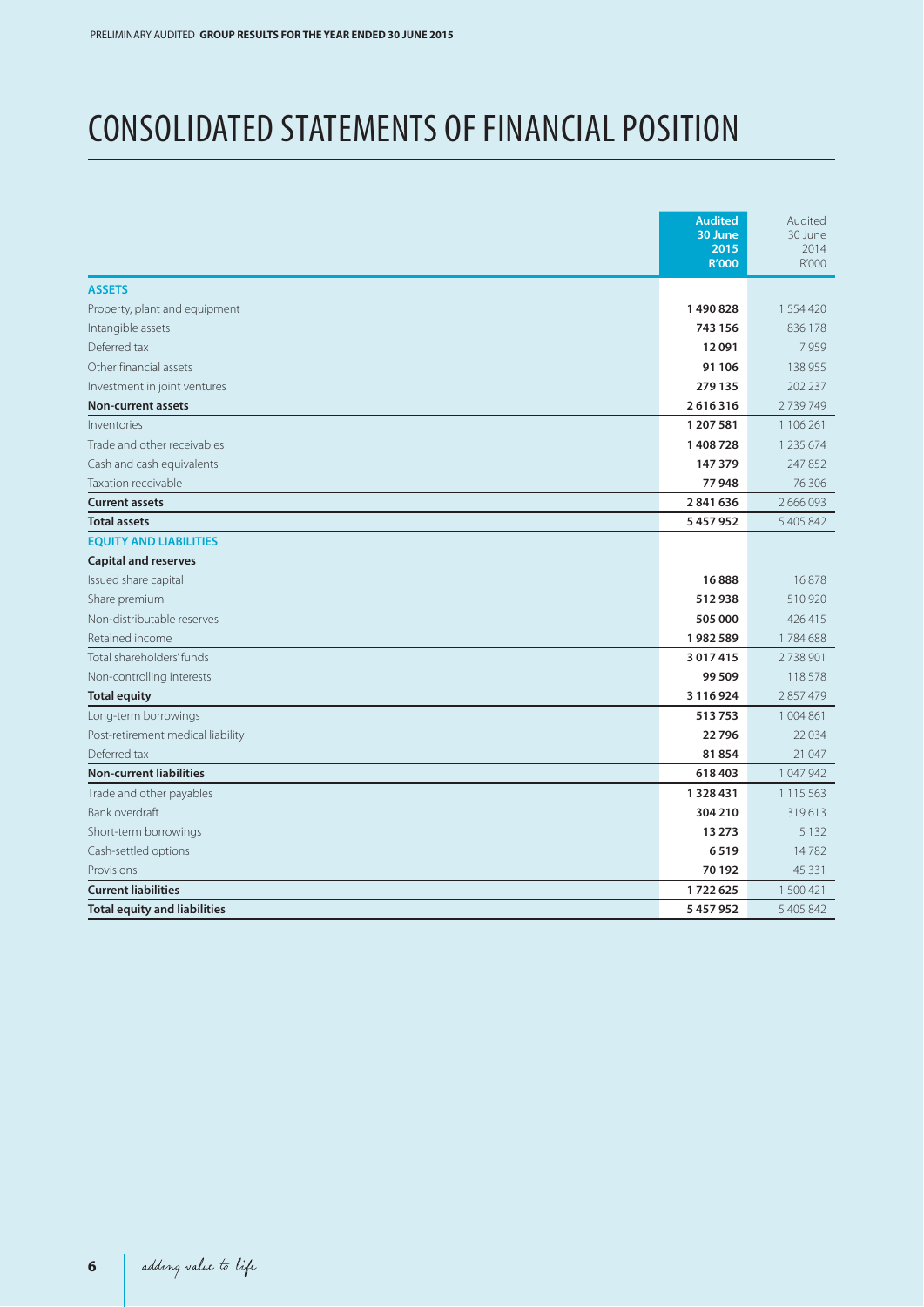# CONSOLIDATED STATEMENTS OF FINANCIAL POSITION

| | **Audited 30 June 2015 R'000** | Audited 30 June 2014 R'000 |
|---|---|---|
| **ASSETS** | | |
| Property, plant and equipment | **1 490 828** | 1 554 420 |
| Intangible assets | **743 156** | 836 178 |
| Deferred tax | **12 091** | 7 959 |
| Other financial assets | **91 106** | 138 955 |
| Investment in joint ventures | **279 135** | 202 237 |
| **Non-current assets** | **2 616 316** | 2 739 749 |
| Inventories | **1 207 581** | 1 106 261 |
| Trade and other receivables | **1 408 728** | 1 235 674 |
| Cash and cash equivalents | **147 379** | 247 852 |
| Taxation receivable | **77 948** | 76 306 |
| **Current assets** | **2 841 636** | 2 666 093 |
| **Total assets** | **5 457 952** | 5 405 842 |
| **EQUITY AND LIABILITIES** | | |
| **Capital and reserves** | | |
| Issued share capital | **16 888** | 16 878 |
| Share premium | **512 938** | 510 920 |
| Non-distributable reserves | **505 000** | 426 415 |
| Retained income | **1 982 589** | 1 784 688 |
| Total shareholders' funds | **3 017 415** | 2 738 901 |
| Non-controlling interests | **99 509** | 118 578 |
| **Total equity** | **3 116 924** | 2 857 479 |
| Long-term borrowings | **513 753** | 1 004 861 |
| Post-retirement medical liability | **22 796** | 22 034 |
| Deferred tax | **81 854** | 21 047 |
| **Non-current liabilities** | **618 403** | 1 047 942 |
| Trade and other payables | **1 328 431** | 1 115 563 |
| Bank overdraft | **304 210** | 319 613 |
| Short-term borrowings | **13 273** | 5 132 |
| Cash-settled options | **6 519** | 14 782 |
| Provisions | **70 192** | 45 331 |
| **Current liabilities** | **1 722 625** | 1 500 421 |
| **Total equity and liabilities** | **5 457 952** | 5 405 842 |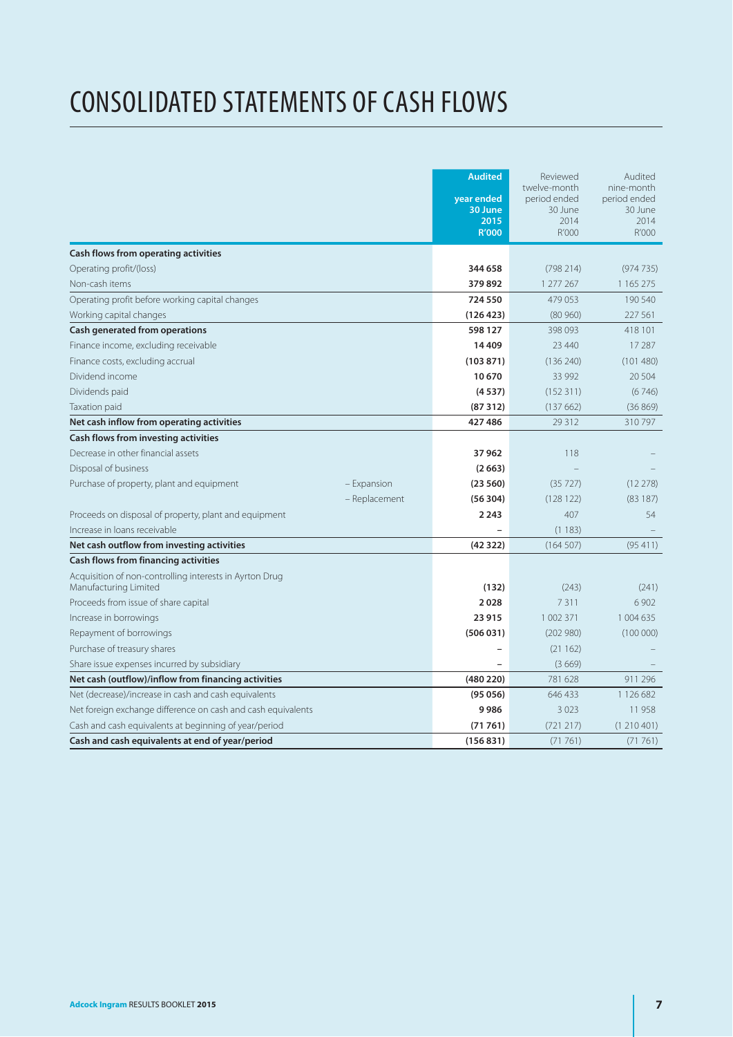# CONSOLIDATED STATEMENTS OF CASH FLOWS

| | | Audited<br>year ended<br>30 June<br>2015<br>R'000 | Reviewed<br>twelve-month<br>period ended<br>30 June<br>2014<br>R'000 | Audited<br>nine-month<br>period ended<br>30 June<br>2014<br>R'000 |
|---|---|---|---|---|
| **Cash flows from operating activities** | | | | |
| Operating profit/(loss) | | **344 658** | (798 214) | (974 735) |
| Non-cash items | | **379 892** | 1 277 267 | 1 165 275 |
| Operating profit before working capital changes | | **724 550** | 479 053 | 190 540 |
| Working capital changes | | **(126 423)** | (80 960) | 227 561 |
| **Cash generated from operations** | | **598 127** | 398 093 | 418 101 |
| Finance income, excluding receivable | | **14 409** | 23 440 | 17 287 |
| Finance costs, excluding accrual | | **(103 871)** | (136 240) | (101 480) |
| Dividend income | | **10 670** | 33 992 | 20 504 |
| Dividends paid | | **(4 537)** | (152 311) | (6 746) |
| Taxation paid | | **(87 312)** | (137 662) | (36 869) |
| **Net cash inflow from operating activities** | | **427 486** | 29 312 | 310 797 |
| **Cash flows from investing activities** | | | | |
| Decrease in other financial assets | | **37 962** | 118 | – |
| Disposal of business | | **(2 663)** | – | – |
| Purchase of property, plant and equipment | – Expansion | **(23 560)** | (35 727) | (12 278) |
| | – Replacement | **(56 304)** | (128 122) | (83 187) |
| Proceeds on disposal of property, plant and equipment | | **2 243** | 407 | 54 |
| Increase in loans receivable | | **–** | (1 183) | – |
| **Net cash outflow from investing activities** | | **(42 322)** | (164 507) | (95 411) |
| **Cash flows from financing activities** | | | | |
| Acquisition of non-controlling interests in Ayrton Drug Manufacturing Limited | | **(132)** | (243) | (241) |
| Proceeds from issue of share capital | | **2 028** | 7 311 | 6 902 |
| Increase in borrowings | | **23 915** | 1 002 371 | 1 004 635 |
| Repayment of borrowings | | **(506 031)** | (202 980) | (100 000) |
| Purchase of treasury shares | | **–** | (21 162) | – |
| Share issue expenses incurred by subsidiary | | **–** | (3 669) | – |
| **Net cash (outflow)/inflow from financing activities** | | **(480 220)** | 781 628 | 911 296 |
| Net (decrease)/increase in cash and cash equivalents | | **(95 056)** | 646 433 | 1 126 682 |
| Net foreign exchange difference on cash and cash equivalents | | **9 986** | 3 023 | 11 958 |
| Cash and cash equivalents at beginning of year/period | | **(71 761)** | (721 217) | (1 210 401) |
| **Cash and cash equivalents at end of year/period** | | **(156 831)** | (71 761) | (71 761) |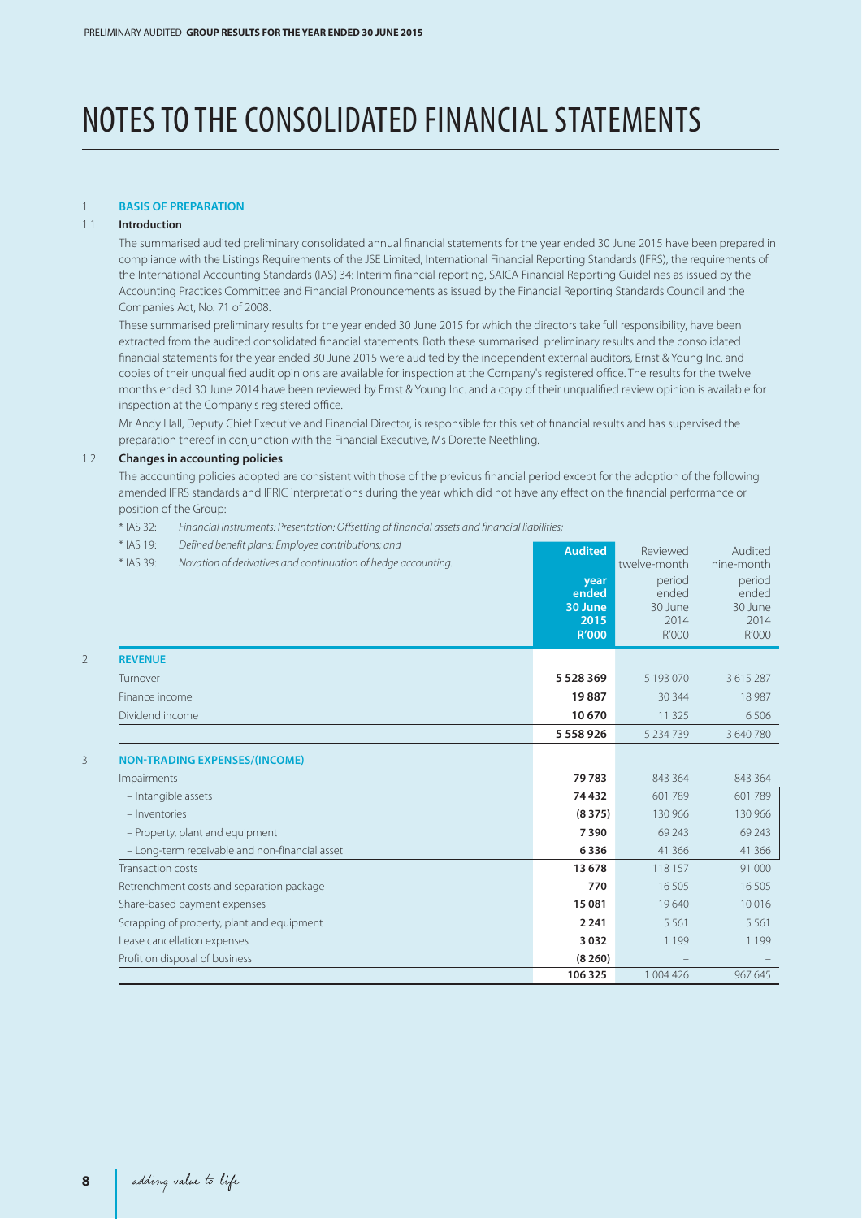# NOTES TO THE CONSOLIDATED FINANCIAL STATEMENTS

## 1 BASIS OF PREPARATION

### 1.1 Introduction

The summarised audited preliminary consolidated annual financial statements for the year ended 30 June 2015 have been prepared in compliance with the Listings Requirements of the JSE Limited, International Financial Reporting Standards (IFRS), the requirements of the International Accounting Standards (IAS) 34: Interim financial reporting, SAICA Financial Reporting Guidelines as issued by the Accounting Practices Committee and Financial Pronouncements as issued by the Financial Reporting Standards Council and the Companies Act, No. 71 of 2008.

These summarised preliminary results for the year ended 30 June 2015 for which the directors take full responsibility, have been extracted from the audited consolidated financial statements. Both these summarised preliminary results and the consolidated financial statements for the year ended 30 June 2015 were audited by the independent external auditors, Ernst & Young Inc. and copies of their unqualified audit opinions are available for inspection at the Company's registered office. The results for the twelve months ended 30 June 2014 have been reviewed by Ernst & Young Inc. and a copy of their unqualified review opinion is available for inspection at the Company's registered office.

Mr Andy Hall, Deputy Chief Executive and Financial Director, is responsible for this set of financial results and has supervised the preparation thereof in conjunction with the Financial Executive, Ms Dorette Neethling.

### 1.2 Changes in accounting policies

The accounting policies adopted are consistent with those of the previous financial period except for the adoption of the following amended IFRS standards and IFRIC interpretations during the year which did not have any effect on the financial performance or position of the Group:

- * IAS 32: *Financial Instruments: Presentation: Offsetting of financial assets and financial liabilities;*
- * IAS 19: *Defined benefit plans: Employee contributions; and*
- * IAS 39: *Novation of derivatives and continuation of hedge accounting.*

| | **Audited year ended 30 June 2015 R'000** | Reviewed twelve-month period ended 30 June 2014 R'000 | Audited nine-month period ended 30 June 2014 R'000 |
|---|---|---|---|
| **2 REVENUE** | | | |
| Turnover | **5 528 369** | 5 193 070 | 3 615 287 |
| Finance income | **19 887** | 30 344 | 18 987 |
| Dividend income | **10 670** | 11 325 | 6 506 |
| | **5 558 926** | 5 234 739 | 3 640 780 |
| **3 NON-TRADING EXPENSES/(INCOME)** | | | |
| Impairments | **79 783** | 843 364 | 843 364 |
| – Intangible assets | **74 432** | 601 789 | 601 789 |
| – Inventories | **(8 375)** | 130 966 | 130 966 |
| – Property, plant and equipment | **7 390** | 69 243 | 69 243 |
| – Long-term receivable and non-financial asset | **6 336** | 41 366 | 41 366 |
| Transaction costs | **13 678** | 118 157 | 91 000 |
| Retrenchment costs and separation package | **770** | 16 505 | 16 505 |
| Share-based payment expenses | **15 081** | 19 640 | 10 016 |
| Scrapping of property, plant and equipment | **2 241** | 5 561 | 5 561 |
| Lease cancellation expenses | **3 032** | 1 199 | 1 199 |
| Profit on disposal of business | **(8 260)** | – | – |
| | **106 325** | 1 004 426 | 967 645 |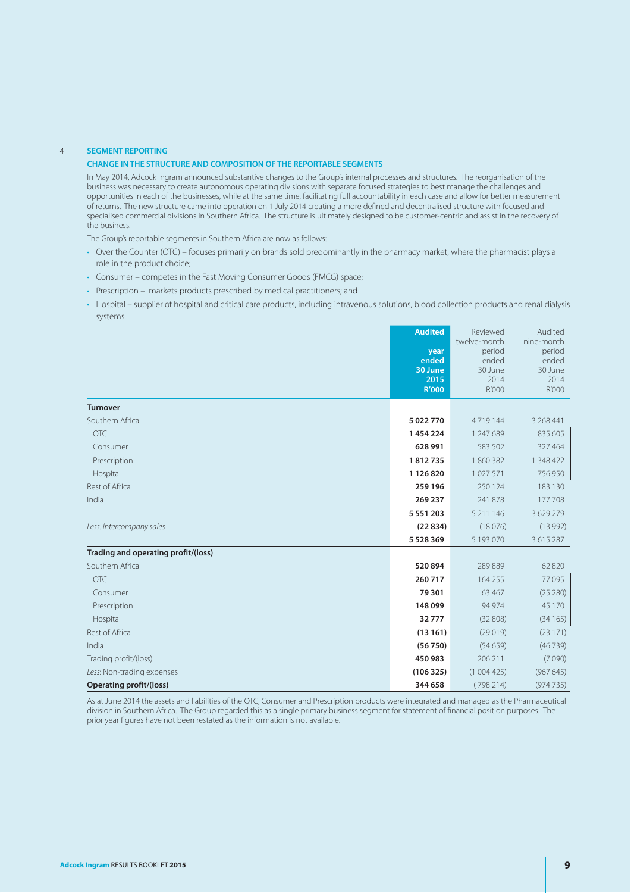## 4 SEGMENT REPORTING

### CHANGE IN THE STRUCTURE AND COMPOSITION OF THE REPORTABLE SEGMENTS

In May 2014, Adcock Ingram announced substantive changes to the Group's internal processes and structures. The reorganisation of the business was necessary to create autonomous operating divisions with separate focused strategies to best manage the challenges and opportunities in each of the businesses, while at the same time, facilitating full accountability in each case and allow for better measurement of returns. The new structure came into operation on 1 July 2014 creating a more defined and decentralised structure with focused and specialised commercial divisions in Southern Africa. The structure is ultimately designed to be customer-centric and assist in the recovery of the business.

The Group's reportable segments in Southern Africa are now as follows:

- Over the Counter (OTC) – focuses primarily on brands sold predominantly in the pharmacy market, where the pharmacist plays a role in the product choice;
- Consumer – competes in the Fast Moving Consumer Goods (FMCG) space;
- Prescription – markets products prescribed by medical practitioners; and
- Hospital – supplier of hospital and critical care products, including intravenous solutions, blood collection products and renal dialysis systems.

| | **Audited year ended 30 June 2015 R'000** | Reviewed twelve-month period ended 30 June 2014 R'000 | Audited nine-month period ended 30 June 2014 R'000 |
|---|---|---|---|
| **Turnover** | | | |
| Southern Africa | **5 022 770** | 4 719 144 | 3 268 441 |
| OTC | **1 454 224** | 1 247 689 | 835 605 |
| Consumer | **628 991** | 583 502 | 327 464 |
| Prescription | **1 812 735** | 1 860 382 | 1 348 422 |
| Hospital | **1 126 820** | 1 027 571 | 756 950 |
| Rest of Africa | **259 196** | 250 124 | 183 130 |
| India | **269 237** | 241 878 | 177 708 |
| | **5 551 203** | 5 211 146 | 3 629 279 |
| *Less: Intercompany sales* | **(22 834)** | (18 076) | (13 992) |
| | **5 528 369** | 5 193 070 | 3 615 287 |
| **Trading and operating profit/(loss)** | | | |
| Southern Africa | **520 894** | 289 889 | 62 820 |
| OTC | **260 717** | 164 255 | 77 095 |
| Consumer | **79 301** | 63 467 | (25 280) |
| Prescription | **148 099** | 94 974 | 45 170 |
| Hospital | **32 777** | (32 808) | (34 165) |
| Rest of Africa | **(13 161)** | (29 019) | (23 171) |
| India | **(56 750)** | (54 659) | (46 739) |
| Trading profit/(loss) | **450 983** | 206 211 | (7 090) |
| *Less:* Non-trading expenses | **(106 325)** | (1 004 425) | (967 645) |
| **Operating profit/(loss)** | **344 658** | (798 214) | (974 735) |

As at June 2014 the assets and liabilities of the OTC, Consumer and Prescription products were integrated and managed as the Pharmaceutical division in Southern Africa. The Group regarded this as a single primary business segment for statement of financial position purposes. The prior year figures have not been restated as the information is not available.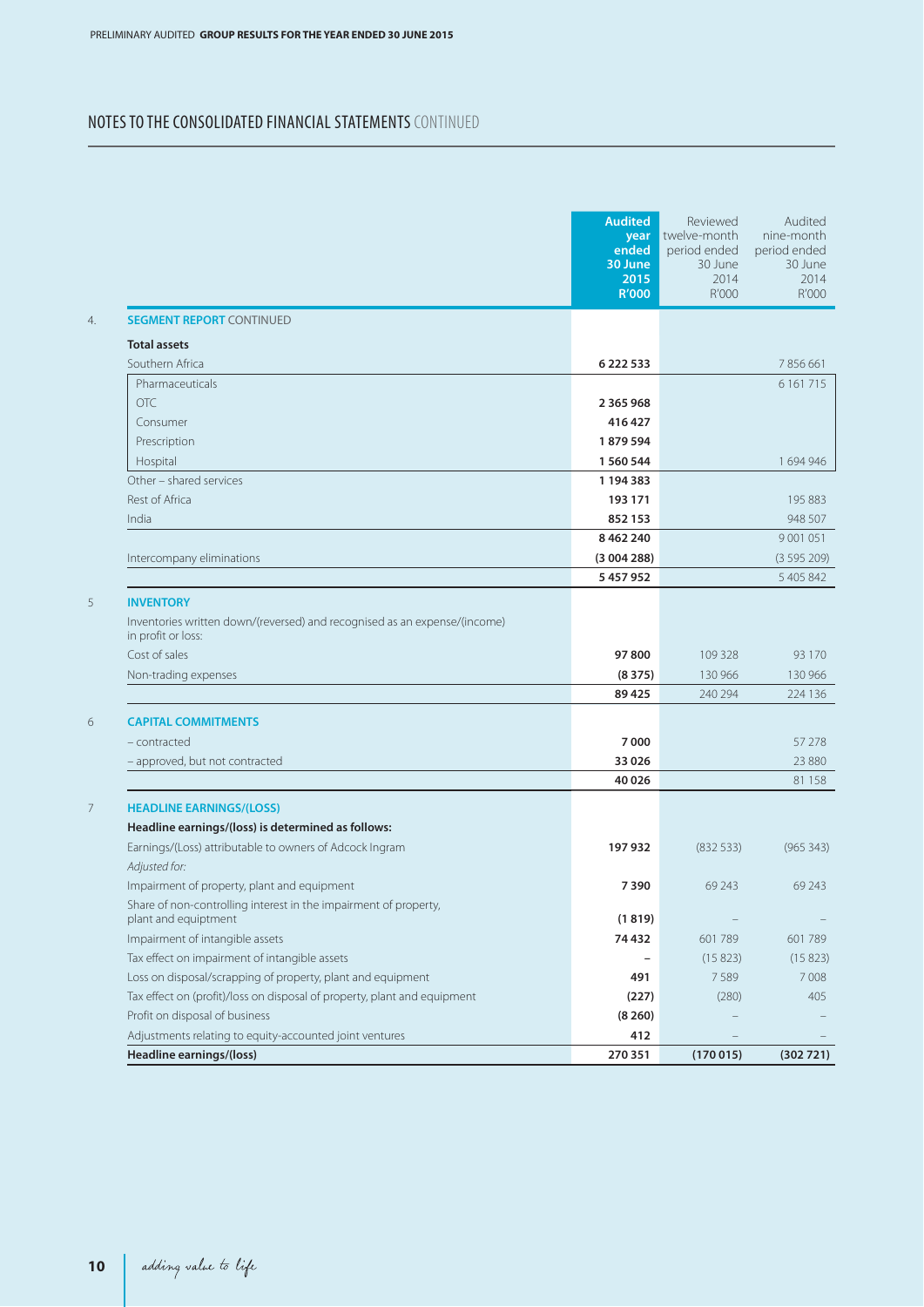PRELIMINARY AUDITED **GROUP RESULTS FOR THE YEAR ENDED 30 JUNE 2015**

## NOTES TO THE CONSOLIDATED FINANCIAL STATEMENTS CONTINUED

| | | Audited year ended 30 June 2015 R'000 | Reviewed twelve-month period ended 30 June 2014 R'000 | Audited nine-month period ended 30 June 2014 R'000 |
|---|---|---|---|---|
| 4. | **SEGMENT REPORT** CONTINUED | | | |
| | **Total assets** | | | |
| | Southern Africa | **6 222 533** | | 7 856 661 |
| | Pharmaceuticals | | | 6 161 715 |
| | OTC | **2 365 968** | | |
| | Consumer | **416 427** | | |
| | Prescription | **1 879 594** | | |
| | Hospital | **1 560 544** | | 1 694 946 |
| | Other – shared services | **1 194 383** | | |
| | Rest of Africa | **193 171** | | 195 883 |
| | India | **852 153** | | 948 507 |
| | | **8 462 240** | | 9 001 051 |
| | Intercompany eliminations | **(3 004 288)** | | (3 595 209) |
| | | **5 457 952** | | 5 405 842 |
| 5 | **INVENTORY** | | | |
| | Inventories written down/(reversed) and recognised as an expense/(income) in profit or loss: | | | |
| | Cost of sales | **97 800** | 109 328 | 93 170 |
| | Non-trading expenses | **(8 375)** | 130 966 | 130 966 |
| | | **89 425** | 240 294 | 224 136 |
| 6 | **CAPITAL COMMITMENTS** | | | |
| | – contracted | **7 000** | | 57 278 |
| | – approved, but not contracted | **33 026** | | 23 880 |
| | | **40 026** | | 81 158 |
| 7 | **HEADLINE EARNINGS/(LOSS)** | | | |
| | **Headline earnings/(loss) is determined as follows:** | | | |
| | Earnings/(Loss) attributable to owners of Adcock Ingram | **197 932** | (832 533) | (965 343) |
| | *Adjusted for:* | | | |
| | Impairment of property, plant and equipment | **7 390** | 69 243 | 69 243 |
| | Share of non-controlling interest in the impairment of property, plant and equipment | **(1 819)** | – | – |
| | Impairment of intangible assets | **74 432** | 601 789 | 601 789 |
| | Tax effect on impairment of intangible assets | **–** | (15 823) | (15 823) |
| | Loss on disposal/scrapping of property, plant and equipment | **491** | 7 589 | 7 008 |
| | Tax effect on (profit)/loss on disposal of property, plant and equipment | **(227)** | (280) | 405 |
| | Profit on disposal of business | **(8 260)** | – | – |
| | Adjustments relating to equity-accounted joint ventures | **412** | – | – |
| | **Headline earnings/(loss)** | **270 351** | **(170 015)** | **(302 721)** |

*adding value to life*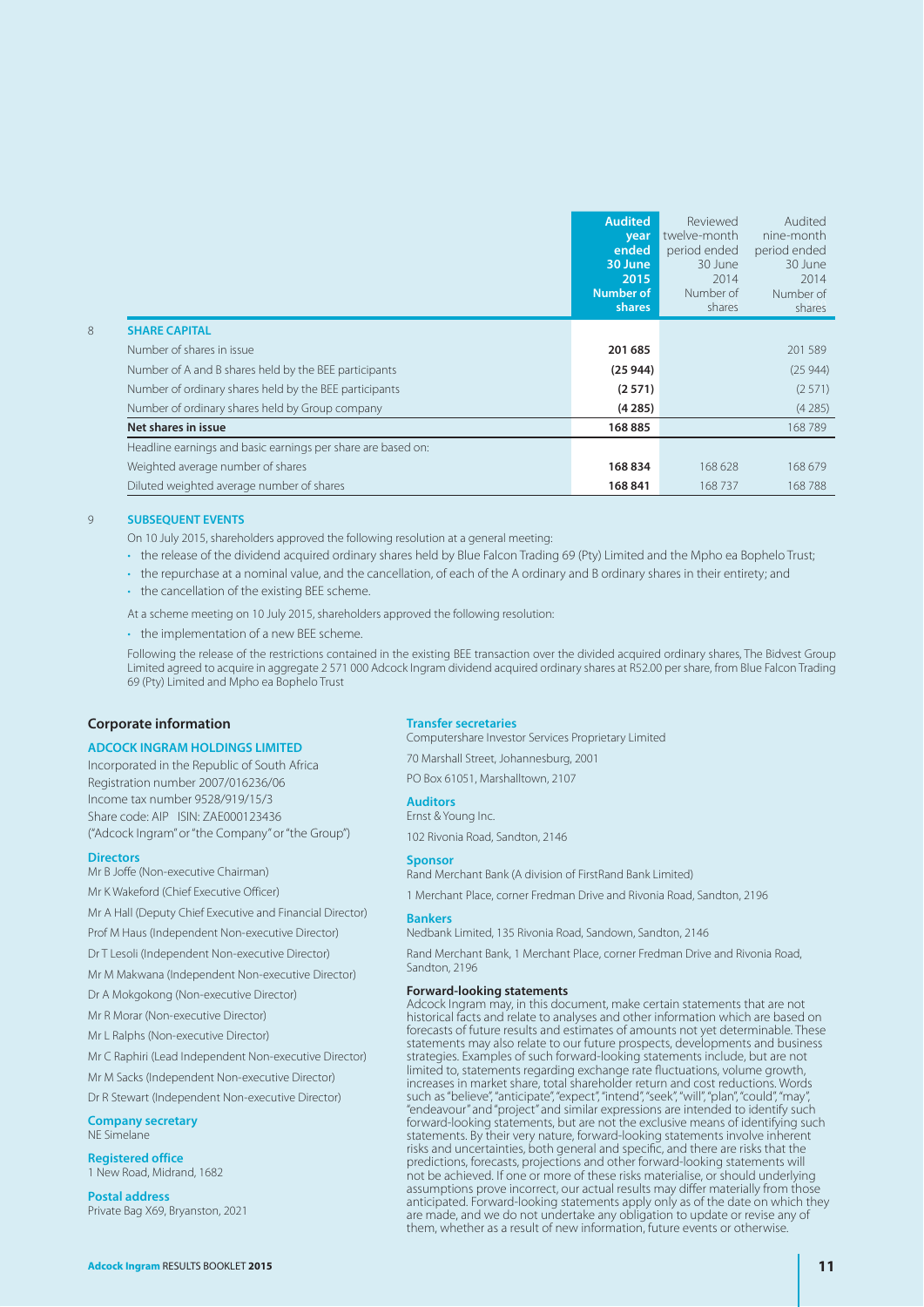| | Audited year ended 30 June 2015 Number of shares | Reviewed twelve-month period ended 30 June 2014 Number of shares | Audited nine-month period ended 30 June 2014 Number of shares |
|---|---|---|---|
| **8 SHARE CAPITAL** | | | |
| Number of shares in issue | **201 685** | | 201 589 |
| Number of A and B shares held by the BEE participants | **(25 944)** | | (25 944) |
| Number of ordinary shares held by the BEE participants | **(2 571)** | | (2 571) |
| Number of ordinary shares held by Group company | **(4 285)** | | (4 285) |
| **Net shares in issue** | **168 885** | | 168 789 |
| Headline earnings and basic earnings per share are based on: | | | |
| Weighted average number of shares | **168 834** | 168 628 | 168 679 |
| Diluted weighted average number of shares | **168 841** | 168 737 | 168 788 |

## 9 SUBSEQUENT EVENTS

On 10 July 2015, shareholders approved the following resolution at a general meeting:

- the release of the dividend acquired ordinary shares held by Blue Falcon Trading 69 (Pty) Limited and the Mpho ea Bophelo Trust;
- the repurchase at a nominal value, and the cancellation, of each of the A ordinary and B ordinary shares in their entirety; and
- the cancellation of the existing BEE scheme.

At a scheme meeting on 10 July 2015, shareholders approved the following resolution:

- the implementation of a new BEE scheme.

Following the release of the restrictions contained in the existing BEE transaction over the divided acquired ordinary shares, The Bidvest Group Limited agreed to acquire in aggregate 2 571 000 Adcock Ingram dividend acquired ordinary shares at R52.00 per share, from Blue Falcon Trading 69 (Pty) Limited and Mpho ea Bophelo Trust

## Corporate information

### ADCOCK INGRAM HOLDINGS LIMITED

Incorporated in the Republic of South Africa
Registration number 2007/016236/06
Income tax number 9528/919/15/3
Share code: AIP ISIN: ZAE000123436
("Adcock Ingram" or "the Company" or "the Group")

### Directors

Mr B Joffe (Non-executive Chairman)

Mr K Wakeford (Chief Executive Officer)

Mr A Hall (Deputy Chief Executive and Financial Director)

Prof M Haus (Independent Non-executive Director)

Dr T Lesoli (Independent Non-executive Director)

Mr M Makwana (Independent Non-executive Director)

Dr A Mokgokong (Non-executive Director)

Mr R Morar (Non-executive Director)

Mr L Ralphs (Non-executive Director)

Mr C Raphiri (Lead Independent Non-executive Director)

Mr M Sacks (Independent Non-executive Director)

Dr R Stewart (Independent Non-executive Director)

### Company secretary

NE Simelane

### Registered office

1 New Road, Midrand, 1682

### Postal address

Private Bag X69, Bryanston, 2021

### Transfer secretaries

Computershare Investor Services Proprietary Limited

70 Marshall Street, Johannesburg, 2001

PO Box 61051, Marshalltown, 2107

### Auditors

Ernst & Young Inc.

102 Rivonia Road, Sandton, 2146

### Sponsor

Rand Merchant Bank (A division of FirstRand Bank Limited)

1 Merchant Place, corner Fredman Drive and Rivonia Road, Sandton, 2196

### Bankers

Nedbank Limited, 135 Rivonia Road, Sandown, Sandton, 2146

Rand Merchant Bank, 1 Merchant Place, corner Fredman Drive and Rivonia Road, Sandton, 2196

### Forward-looking statements

Adcock Ingram may, in this document, make certain statements that are not historical facts and relate to analyses and other information which are based on forecasts of future results and estimates of amounts not yet determinable. These statements may also relate to our future prospects, developments and business strategies. Examples of such forward-looking statements include, but are not limited to, statements regarding exchange rate fluctuations, volume growth, increases in market share, total shareholder return and cost reductions. Words such as "believe", "anticipate", "expect", "intend", "seek", "will", "plan", "could", "may", "endeavour" and "project" and similar expressions are intended to identify such forward-looking statements, but are not the exclusive means of identifying such statements. By their very nature, forward-looking statements involve inherent risks and uncertainties, both general and specific, and there are risks that the predictions, forecasts, projections and other forward-looking statements will not be achieved. If one or more of these risks materialise, or should underlying assumptions prove incorrect, our actual results may differ materially from those anticipated. Forward-looking statements apply only as of the date on which they are made, and we do not undertake any obligation to update or revise any of them, whether as a result of new information, future events or otherwise.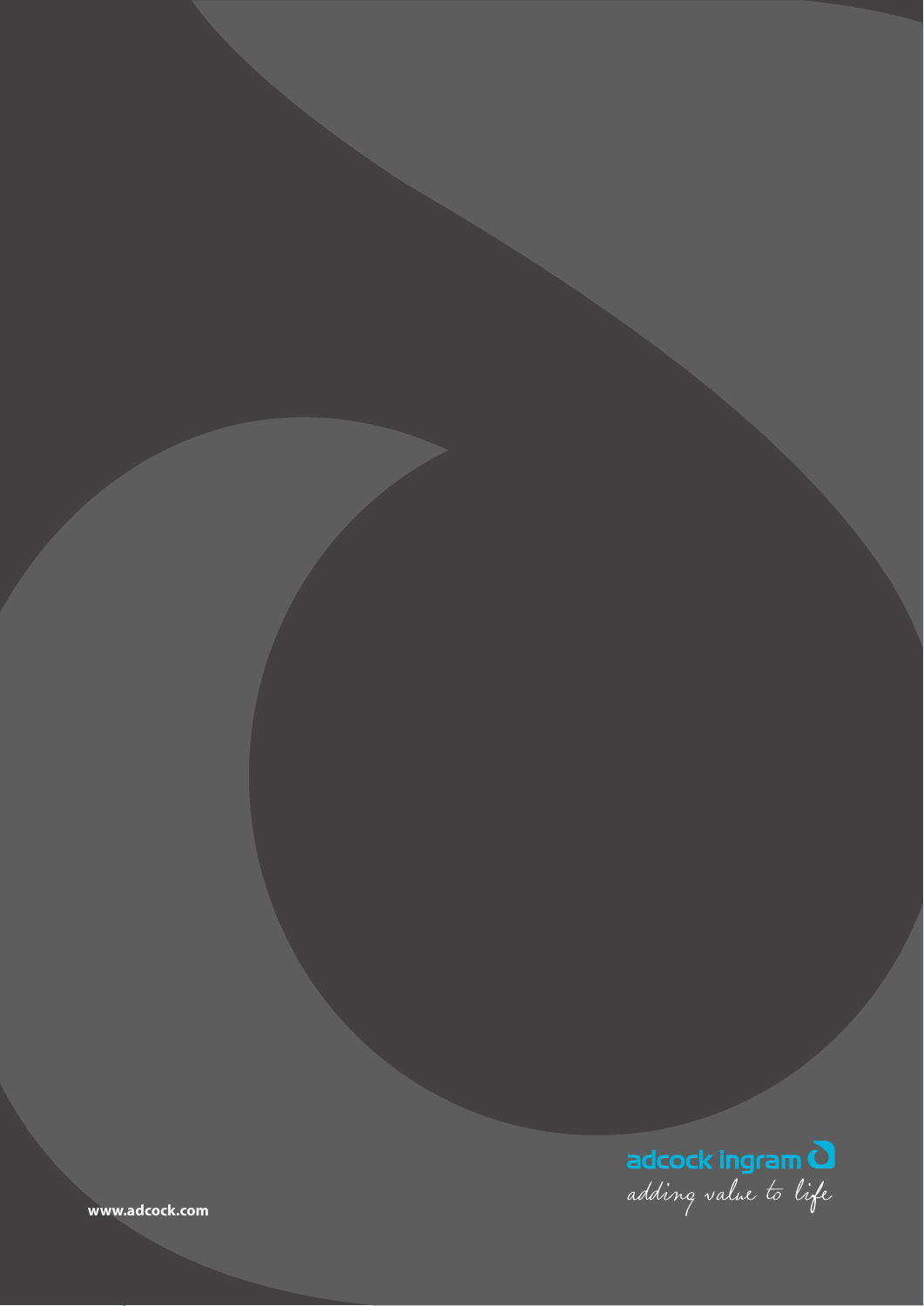adcock ingram

adding value to life

www.adcock.com